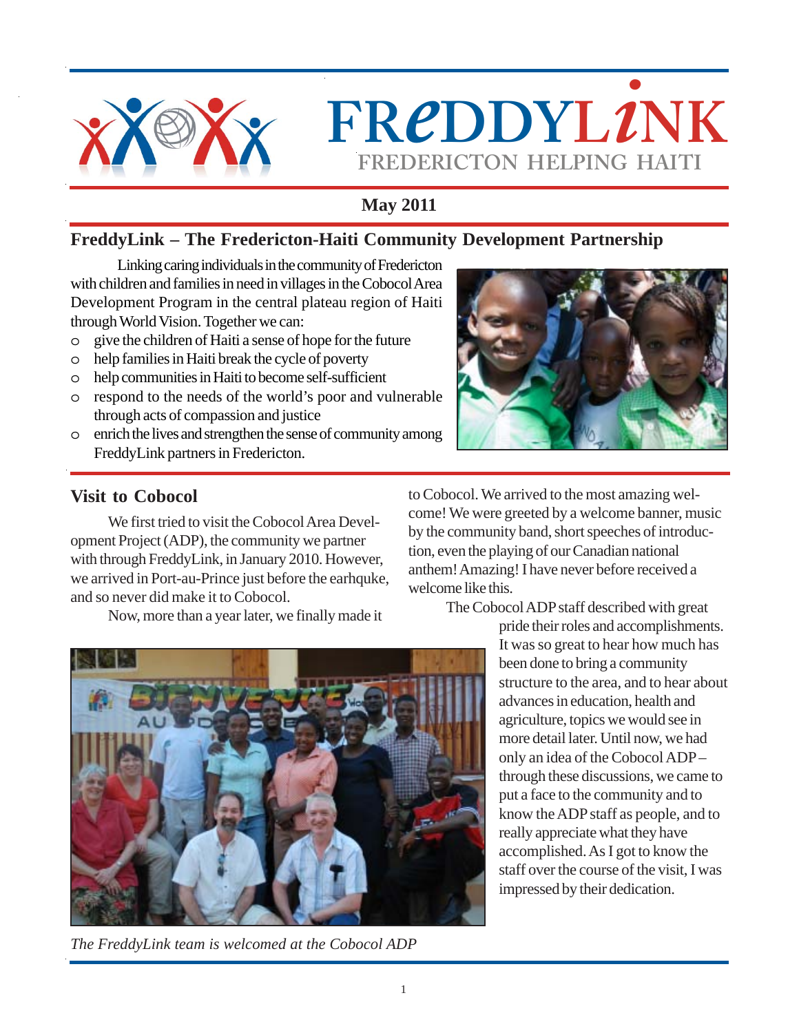# FReDDYLiNK

## FREDERICTON HELPING HAITI

**May 2011**

## FreddyLink – The Fredericton-Haiti Community Development Partnership

Linking caring individuals in the community of Fredericton with children and families in need in villages in the Cobocol Area Development Program in the central plateau region of Haiti through World Vision. Together we can:

- give the children of Haiti a sense of hope for the future
- help families in Haiti break the cycle of poverty
- help communities in Haiti to become self-sufficient
- respond to the needs of the world's poor and vulnerable through acts of compassion and justice
- enrich the lives and strengthen the sense of community among FreddyLink partners in Fredericton.

## Visit to Cobocol

We first tried to visit the Cobocol Area Development Project (ADP), the community we partner with through FreddyLink, in January 2010. However, we arrived in Port-au-Prince just before the earhquke, and so never did make it to Cobocol.

Now, more than a year later, we finally made it to Cobocol. We arrived to the most amazing welcome! We were greeted by a welcome banner, music by the community band, short speeches of introduction, even the playing of our Canadian national anthem! Amazing! I have never before received a welcome like this.

The Cobocol ADP staff described with great pride their roles and accomplishments. It was so great to hear how much has been done to bring a community structure to the area, and to hear about advances in education, health and agriculture, topics we would see in more detail later. Until now, we had only an idea of the Cobocol ADP – through these discussions, we came to put a face to the community and to know the ADP staff as people, and to really appreciate what they have accomplished. As I got to know the staff over the course of the visit, I was impressed by their dedication.

*The FreddyLink team is welcomed at the Cobocol ADP*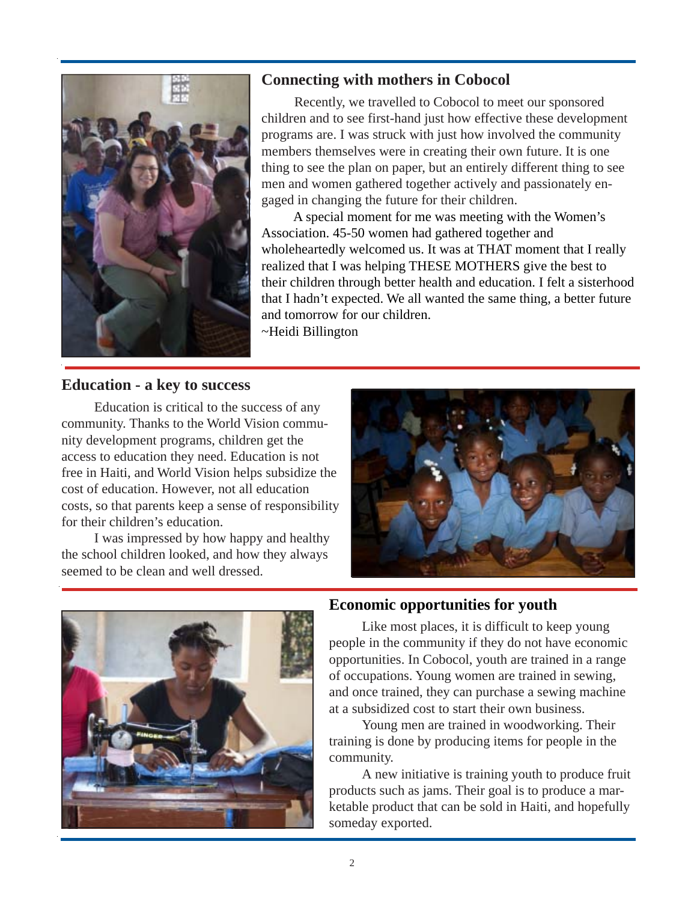## Connecting with mothers in Cobocol

Recently, we travelled to Cobocol to meet our sponsored children and to see first-hand just how effective these development programs are. I was struck with just how involved the community members themselves were in creating their own future. It is one thing to see the plan on paper, but an entirely different thing to see men and women gathered together actively and passionately engaged in changing the future for their children.

A special moment for me was meeting with the Women's Association. 45-50 women had gathered together and wholeheartedly welcomed us. It was at THAT moment that I really realized that I was helping THESE MOTHERS give the best to their children through better health and education. I felt a sisterhood that I hadn't expected. We all wanted the same thing, a better future and tomorrow for our children.

~Heidi Billington

## Education - a key to success

Education is critical to the success of any community. Thanks to the World Vision community development programs, children get the access to education they need. Education is not free in Haiti, and World Vision helps subsidize the cost of education. However, not all education costs, so that parents keep a sense of responsibility for their children's education.

I was impressed by how happy and healthy the school children looked, and how they always seemed to be clean and well dressed.

## Economic opportunities for youth

Like most places, it is difficult to keep young people in the community if they do not have economic opportunities. In Cobocol, youth are trained in a range of occupations. Young women are trained in sewing, and once trained, they can purchase a sewing machine at a subsidized cost to start their own business.

Young men are trained in woodworking. Their training is done by producing items for people in the community.

A new initiative is training youth to produce fruit products such as jams. Their goal is to produce a marketable product that can be sold in Haiti, and hopefully someday exported.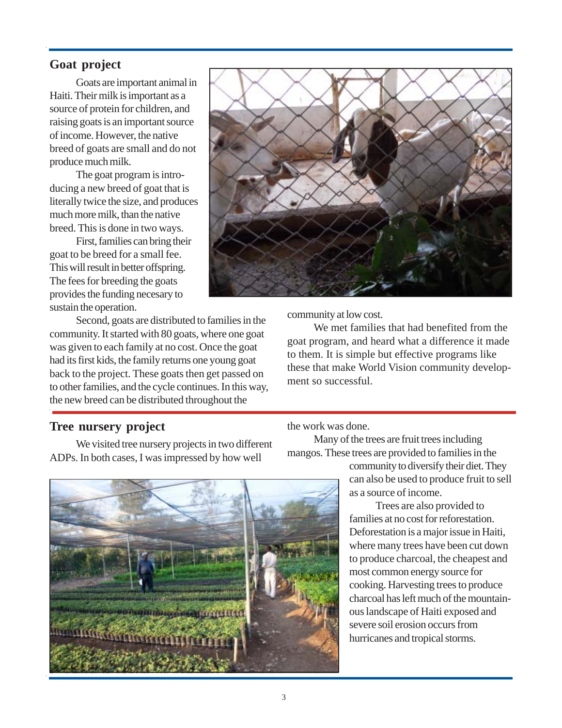## Goat project

Goats are important animal in Haiti. Their milk is important as a source of protein for children, and raising goats is an important source of income. However, the native breed of goats are small and do not produce much milk.

The goat program is introducing a new breed of goat that is literally twice the size, and produces much more milk, than the native breed. This is done in two ways.

First, families can bring their goat to be breed for a small fee. This will result in better offspring. The fees for breeding the goats provides the funding necesary to sustain the operation.

Second, goats are distributed to families in the community. It started with 80 goats, where one goat was given to each family at no cost. Once the goat had its first kids, the family returns one young goat back to the project. These goats then get passed on to other families, and the cycle continues. In this way, the new breed can be distributed throughout the community at low cost.

We met families that had benefited from the goat program, and heard what a difference it made to them. It is simple but effective programs like these that make World Vision community development so successful.

## Tree nursery project

We visited tree nursery projects in two different ADPs. In both cases, I was impressed by how well the work was done.

Many of the trees are fruit trees including mangos. These trees are provided to families in the community to diversify their diet. They can also be used to produce fruit to sell as a source of income.

Trees are also provided to families at no cost for reforestation. Deforestation is a major issue in Haiti, where many trees have been cut down to produce charcoal, the cheapest and most common energy source for cooking. Harvesting trees to produce charcoal has left much of the mountainous landscape of Haiti exposed and severe soil erosion occurs from hurricanes and tropical storms.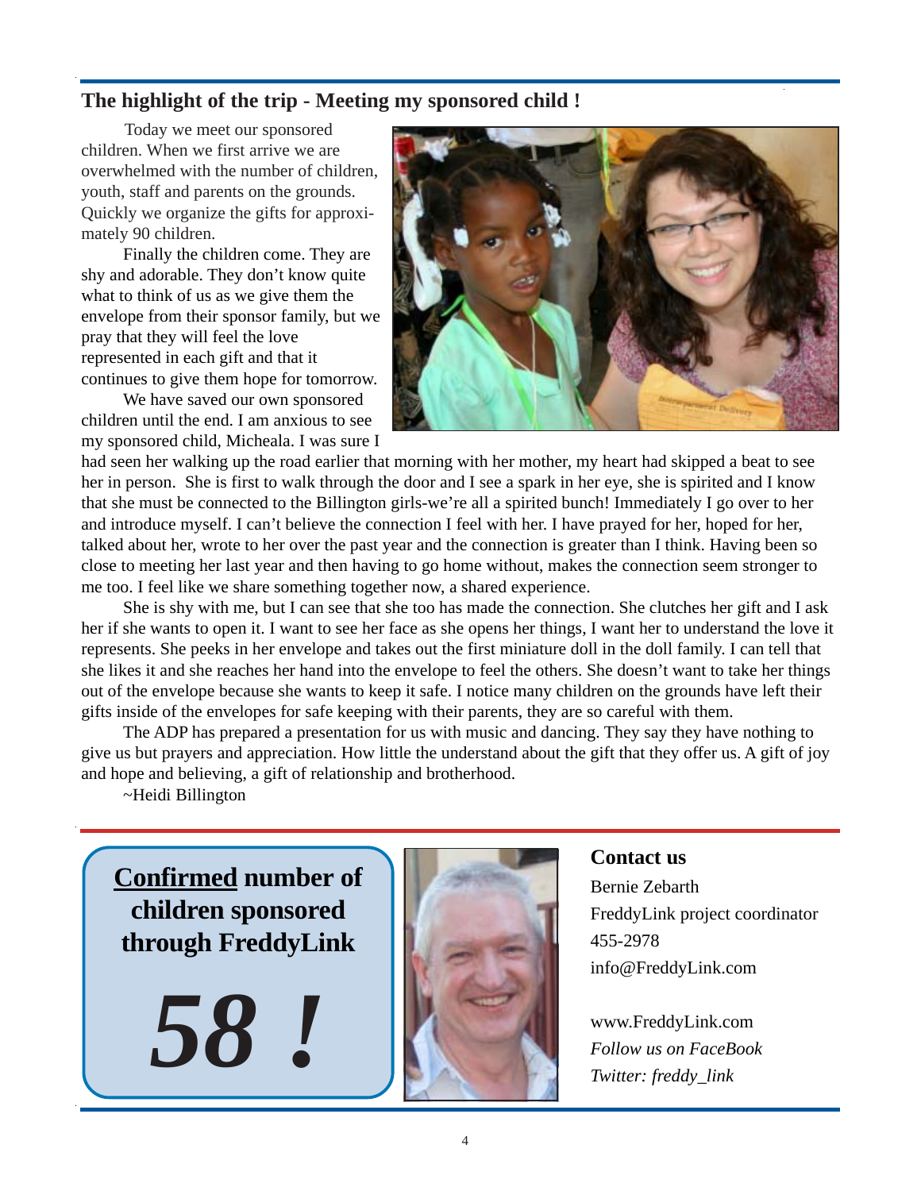## The highlight of the trip - Meeting my sponsored child !

Today we meet our sponsored children. When we first arrive we are overwhelmed with the number of children, youth, staff and parents on the grounds. Quickly we organize the gifts for approximately 90 children.

Finally the children come. They are shy and adorable. They don't know quite what to think of us as we give them the envelope from their sponsor family, but we pray that they will feel the love represented in each gift and that it continues to give them hope for tomorrow.

We have saved our own sponsored children until the end. I am anxious to see my sponsored child, Micheala. I was sure I had seen her walking up the road earlier that morning with her mother, my heart had skipped a beat to see her in person. She is first to walk through the door and I see a spark in her eye, she is spirited and I know that she must be connected to the Billington girls-we're all a spirited bunch! Immediately I go over to her and introduce myself. I can't believe the connection I feel with her. I have prayed for her, hoped for her, talked about her, wrote to her over the past year and the connection is greater than I think. Having been so close to meeting her last year and then having to go home without, makes the connection seem stronger to me too. I feel like we share something together now, a shared experience.

She is shy with me, but I can see that she too has made the connection. She clutches her gift and I ask her if she wants to open it. I want to see her face as she opens her things, I want her to understand the love it represents. She peeks in her envelope and takes out the first miniature doll in the doll family. I can tell that she likes it and she reaches her hand into the envelope to feel the others. She doesn't want to take her things out of the envelope because she wants to keep it safe. I notice many children on the grounds have left their gifts inside of the envelopes for safe keeping with their parents, they are so careful with them.

The ADP has prepared a presentation for us with music and dancing. They say they have nothing to give us but prayers and appreciation. How little the understand about the gift that they offer us. A gift of joy and hope and believing, a gift of relationship and brotherhood.

~Heidi Billington

**<u>Confirmed</u> number of children sponsored through FreddyLink**

***58 !***

**Contact us**

Bernie Zebarth
FreddyLink project coordinator
455-2978
info@FreddyLink.com

www.FreddyLink.com
*Follow us on FaceBook*
*Twitter: freddy_link*